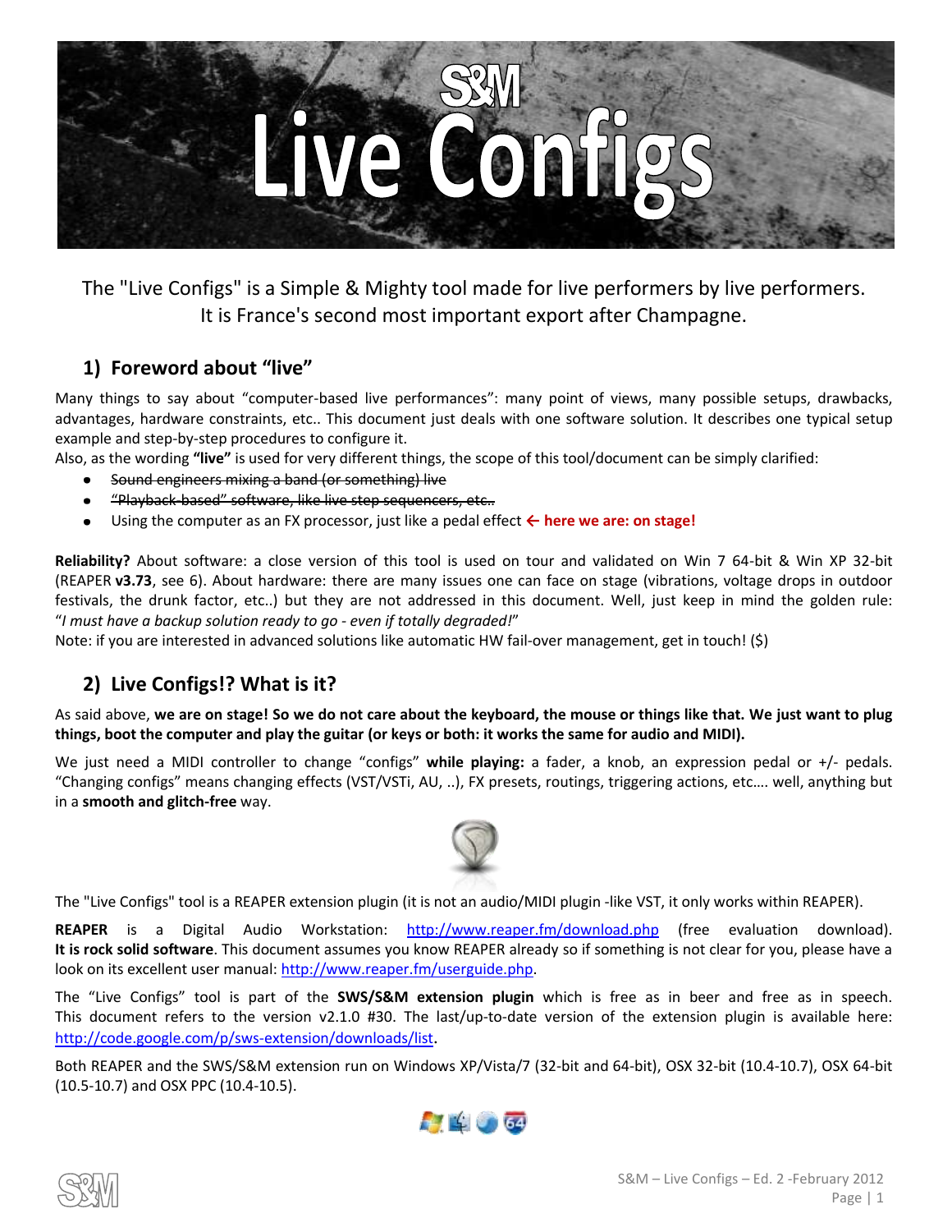# S&M Live Configs

The "Live Configs" is a Simple & Mighty tool made for live performers by live performers.
It is France's second most important export after Champagne.

## 1) Foreword about "live"

Many things to say about "computer-based live performances": many point of views, many possible setups, drawbacks, advantages, hardware constraints, etc.. This document just deals with one software solution. It describes one typical setup example and step-by-step procedures to configure it.
Also, as the wording **"live"** is used for very different things, the scope of this tool/document can be simply clarified:

- ~~Sound engineers mixing a band (or something) live~~
- ~~"Playback-based" software, like live step sequencers, etc..~~
- Using the computer as an FX processor, just like a pedal effect **← here we are: on stage!**

**Reliability?** About software: a close version of this tool is used on tour and validated on Win 7 64-bit & Win XP 32-bit (REAPER **v3.73**, see 6). About hardware: there are many issues one can face on stage (vibrations, voltage drops in outdoor festivals, the drunk factor, etc..) but they are not addressed in this document. Well, just keep in mind the golden rule: "*I must have a backup solution ready to go - even if totally degraded!*"
Note: if you are interested in advanced solutions like automatic HW fail-over management, get in touch! ($)

## 2) Live Configs!? What is it?

As said above, **we are on stage! So we do not care about the keyboard, the mouse or things like that. We just want to plug things, boot the computer and play the guitar (or keys or both: it works the same for audio and MIDI).**

We just need a MIDI controller to change "configs" **while playing:** a fader, a knob, an expression pedal or +/- pedals. "Changing configs" means changing effects (VST/VSTi, AU, ..), FX presets, routings, triggering actions, etc…. well, anything but in a **smooth and glitch-free** way.

The "Live Configs" tool is a REAPER extension plugin (it is not an audio/MIDI plugin -like VST, it only works within REAPER).

**REAPER** is a Digital Audio Workstation: http://www.reaper.fm/download.php (free evaluation download). **It is rock solid software**. This document assumes you know REAPER already so if something is not clear for you, please have a look on its excellent user manual: http://www.reaper.fm/userguide.php.

The "Live Configs" tool is part of the **SWS/S&M extension plugin** which is free as in beer and free as in speech. This document refers to the version v2.1.0 #30. The last/up-to-date version of the extension plugin is available here: http://code.google.com/p/sws-extension/downloads/list.

Both REAPER and the SWS/S&M extension run on Windows XP/Vista/7 (32-bit and 64-bit), OSX 32-bit (10.4-10.7), OSX 64-bit (10.5-10.7) and OSX PPC (10.4-10.5).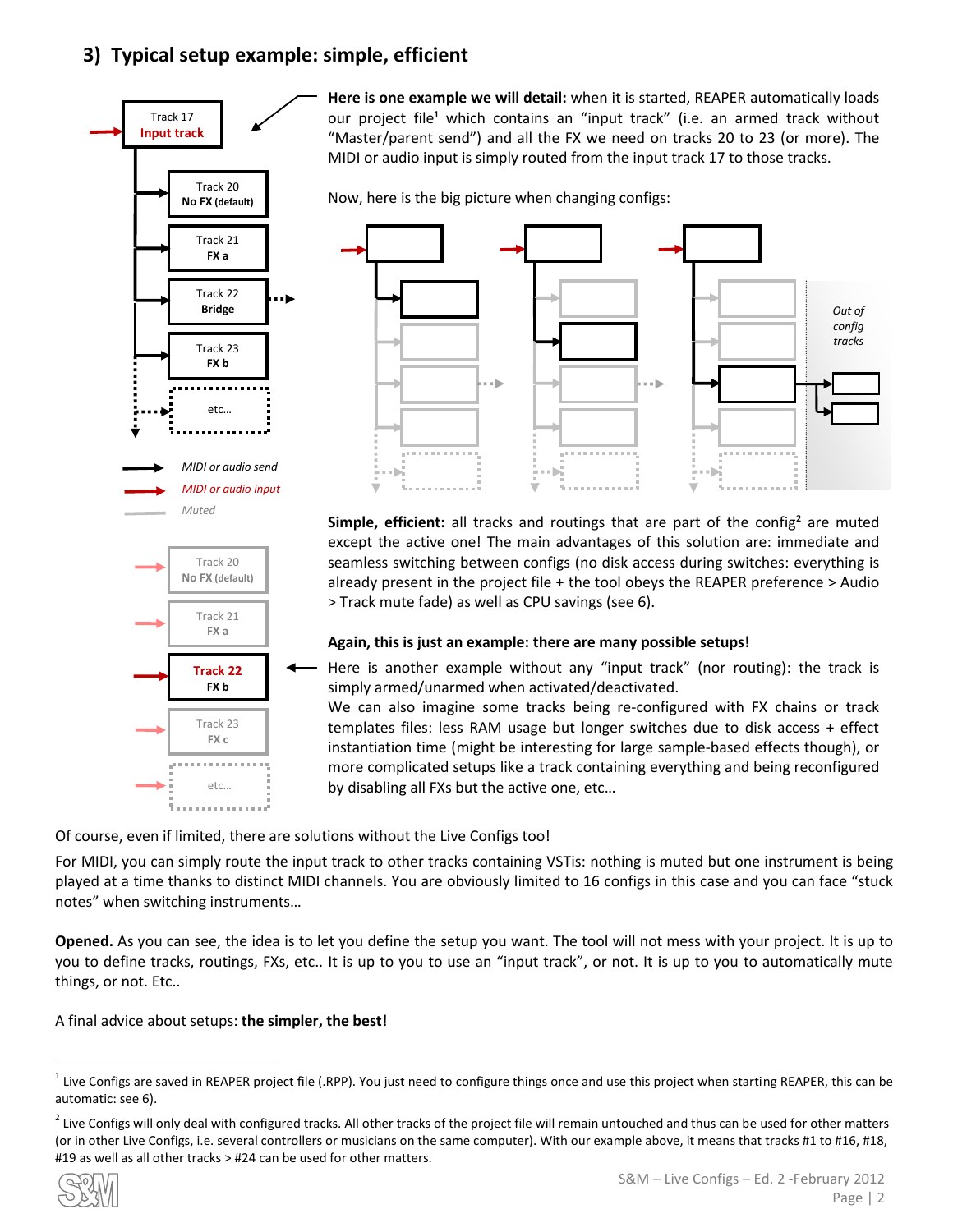## 3) Typical setup example: simple, efficient

Track 17
Input track

Track 20
No FX (default)

Track 21
FX a

Track 22
Bridge

Track 23
FX b

etc…

*MIDI or audio send*

*MIDI or audio input*

*Muted*

**Here is one example we will detail:** when it is started, REAPER automatically loads our project file[1] which contains an "input track" (i.e. an armed track without "Master/parent send") and all the FX we need on tracks 20 to 23 (or more). The MIDI or audio input is simply routed from the input track 17 to those tracks.

Now, here is the big picture when changing configs:

*Out of config tracks*

**Simple, efficient:** all tracks and routings that are part of the config[2] are muted except the active one! The main advantages of this solution are: immediate and seamless switching between configs (no disk access during switches: everything is already present in the project file + the tool obeys the REAPER preference > Audio > Track mute fade) as well as CPU savings (see 6).

**Again, this is just an example: there are many possible setups!**

Track 20
No FX (default)

Track 21
FX a

Track 22
FX b

Track 23
FX c

etc…

Here is another example without any "input track" (nor routing): the track is simply armed/unarmed when activated/deactivated.
We can also imagine some tracks being re-configured with FX chains or track templates files: less RAM usage but longer switches due to disk access + effect instantiation time (might be interesting for large sample-based effects though), or more complicated setups like a track containing everything and being reconfigured by disabling all FXs but the active one, etc…

Of course, even if limited, there are solutions without the Live Configs too!

For MIDI, you can simply route the input track to other tracks containing VSTis: nothing is muted but one instrument is being played at a time thanks to distinct MIDI channels. You are obviously limited to 16 configs in this case and you can face "stuck notes" when switching instruments…

**Opened.** As you can see, the idea is to let you define the setup you want. The tool will not mess with your project. It is up to you to define tracks, routings, FXs, etc.. It is up to you to use an "input track", or not. It is up to you to automatically mute things, or not. Etc..

A final advice about setups: **the simpler, the best!**

[1] Live Configs are saved in REAPER project file (.RPP). You just need to configure things once and use this project when starting REAPER, this can be automatic: see 6).

[2] Live Configs will only deal with configured tracks. All other tracks of the project file will remain untouched and thus can be used for other matters (or in other Live Configs, i.e. several controllers or musicians on the same computer). With our example above, it means that tracks #1 to #16, #18, #19 as well as all other tracks > #24 can be used for other matters.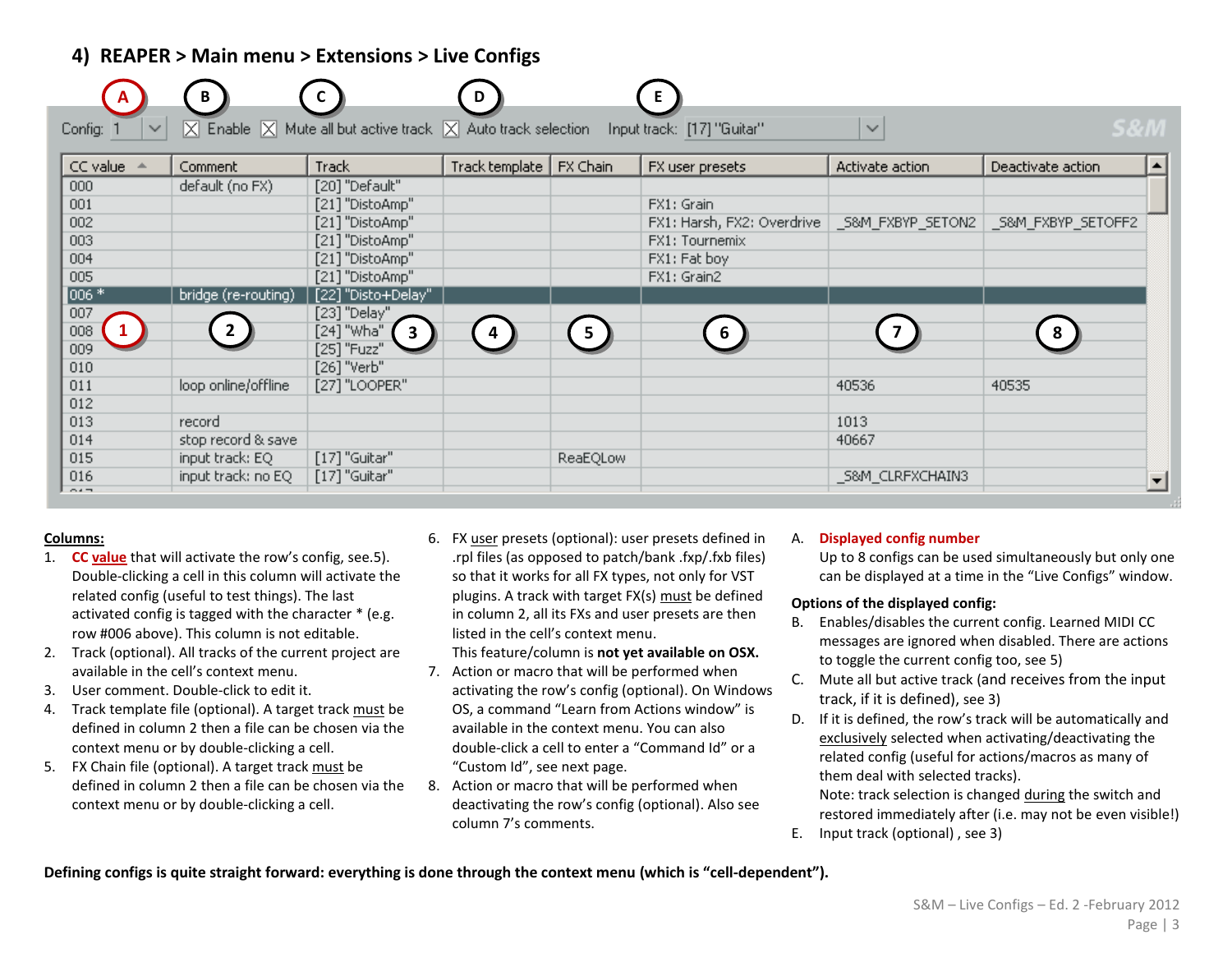## 4) REAPER > Main menu > Extensions > Live Configs

Config: 1 | ☒ Enable | ☒ Mute all but active track | ☒ Auto track selection | Input track: [17] "Guitar"

| CC value | Comment | Track | Track template | FX Chain | FX user presets | Activate action | Deactivate action |
|---|---|---|---|---|---|---|---|
| 000 | default (no FX) | [20] "Default" | | | | | |
| 001 | | [21] "DistoAmp" | | | FX1: Grain | | |
| 002 | | [21] "DistoAmp" | | | FX1: Harsh, FX2: Overdrive | _S&M_FXBYP_SETON2 | _S&M_FXBYP_SETOFF2 |
| 003 | | [21] "DistoAmp" | | | FX1: Tournemix | | |
| 004 | | [21] "DistoAmp" | | | FX1: Fat boy | | |
| 005 | | [21] "DistoAmp" | | | FX1: Grain2 | | |
| 006 * | bridge (re-routing) | [22] "Disto+Delay" | | | | | |
| 007 | | [23] "Delay" | | | | | |
| 008 | | [24] "Wha" | | | | | |
| 009 | | [25] "Fuzz" | | | | | |
| 010 | | [26] "Verb" | | | | | |
| 011 | loop online/offline | [27] "LOOPER" | | | | 40536 | 40535 |
| 012 | | | | | | | |
| 013 | record | | | | | 1013 | |
| 014 | stop record & save | | | | | 40667 | |
| 015 | input track: EQ | [17] "Guitar" | | ReaEQLow | | | |
| 016 | input track: no EQ | [17] "Guitar" | | | | _S&M_CLRFXCHAIN3 | |

**Columns:**

1. **CC value** that will activate the row's config, see.5). Double-clicking a cell in this column will activate the related config (useful to test things). The last activated config is tagged with the character * (e.g. row #006 above). This column is not editable.
2. Track (optional). All tracks of the current project are available in the cell's context menu.
3. User comment. Double-click to edit it.
4. Track template file (optional). A target track must be defined in column 2 then a file can be chosen via the context menu or by double-clicking a cell.
5. FX Chain file (optional). A target track must be defined in column 2 then a file can be chosen via the context menu or by double-clicking a cell.
6. FX user presets (optional): user presets defined in .rpl files (as opposed to patch/bank .fxp/.fxb files) so that it works for all FX types, not only for VST plugins. A track with target FX(s) must be defined in column 2, all its FXs and user presets are then listed in the cell's context menu.
   This feature/column is **not yet available on OSX.**
7. Action or macro that will be performed when activating the row's config (optional). On Windows OS, a command "Learn from Actions window" is available in the context menu. You can also double-click a cell to enter a "Command Id" or a "Custom Id", see next page.
8. Action or macro that will be performed when deactivating the row's config (optional). Also see column 7's comments.

A. **Displayed config number**
   Up to 8 configs can be used simultaneously but only one can be displayed at a time in the "Live Configs" window.

**Options of the displayed config:**

B. Enables/disables the current config. Learned MIDI CC messages are ignored when disabled. There are actions to toggle the current config too, see 5)
C. Mute all but active track (and receives from the input track, if it is defined), see 3)
D. If it is defined, the row's track will be automatically and exclusively selected when activating/deactivating the related config (useful for actions/macros as many of them deal with selected tracks).
   Note: track selection is changed during the switch and restored immediately after (i.e. may not be even visible!)
E. Input track (optional) , see 3)

**Defining configs is quite straight forward: everything is done through the context menu (which is "cell-dependent").**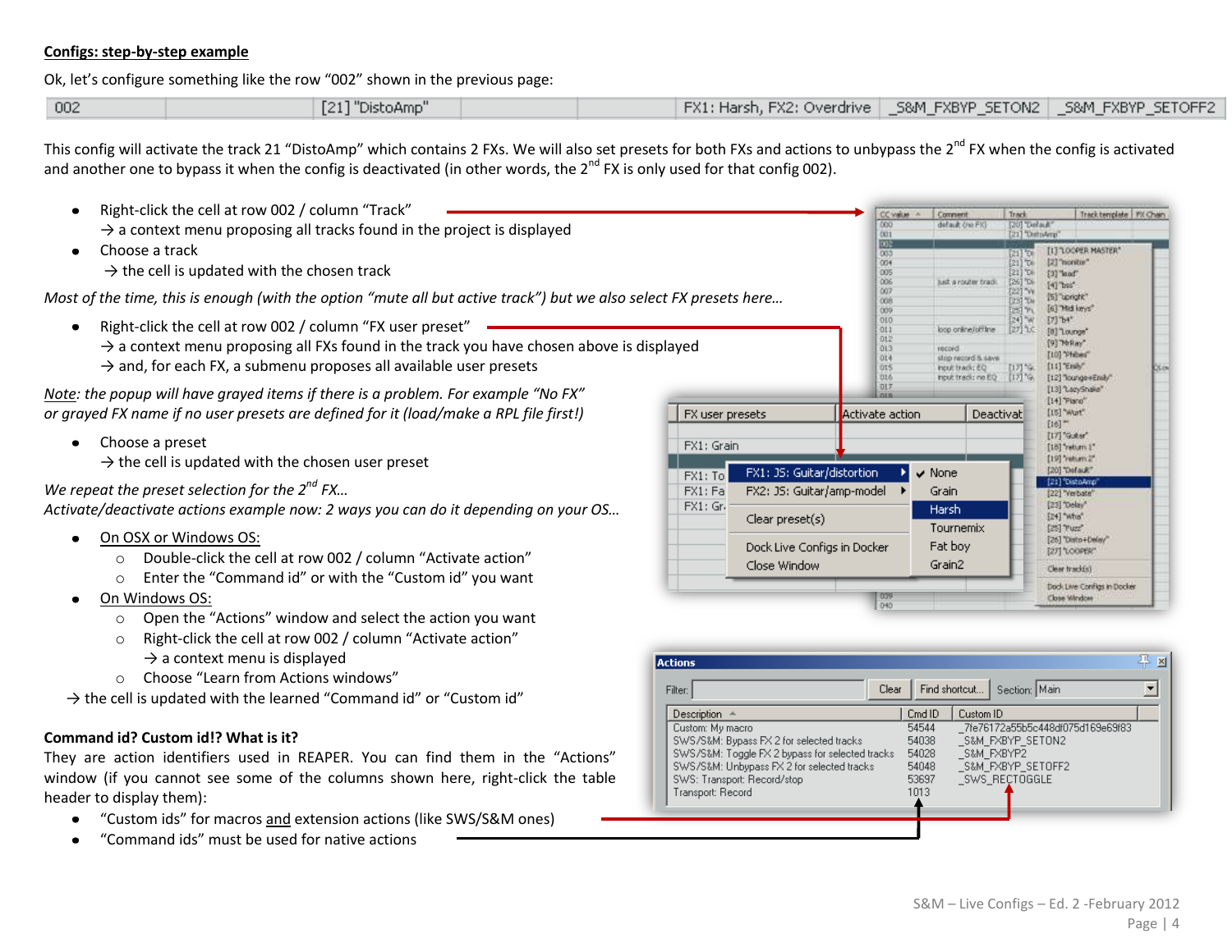## **Configs: step-by-step example**

Ok, let's configure something like the row "002" shown in the previous page:

| 002 | | [21] "DistoAmp" | | | FX1: Harsh, FX2: Overdrive | _S&M_FXBYP_SETON2 | _S&M_FXBYP_SETOFF2 |
|---|---|---|---|---|---|---|---|

This config will activate the track 21 "DistoAmp" which contains 2 FXs. We will also set presets for both FXs and actions to unbypass the 2nd FX when the config is activated and another one to bypass it when the config is deactivated (in other words, the 2nd FX is only used for that config 002).

- Right-click the cell at row 002 / column "Track"
  → a context menu proposing all tracks found in the project is displayed
- Choose a track
  → the cell is updated with the chosen track

*Most of the time, this is enough (with the option "mute all but active track") but we also select FX presets here…*

- Right-click the cell at row 002 / column "FX user preset"
  → a context menu proposing all FXs found in the track you have chosen above is displayed
  → and, for each FX, a submenu proposes all available user presets

*Note: the popup will have grayed items if there is a problem. For example "No FX" or grayed FX name if no user presets are defined for it (load/make a RPL file first!)*

- Choose a preset
  → the cell is updated with the chosen user preset

*We repeat the preset selection for the 2nd FX…*
*Activate/deactivate actions example now: 2 ways you can do it depending on your OS…*

- On OSX or Windows OS:
  - Double-click the cell at row 002 / column "Activate action"
  - Enter the "Command id" or with the "Custom id" you want
- On Windows OS:
  - Open the "Actions" window and select the action you want
  - Right-click the cell at row 002 / column "Activate action"
    → a context menu is displayed
  - Choose "Learn from Actions windows"

→ the cell is updated with the learned "Command id" or "Custom id"

**Command id? Custom id!? What is it?**

They are action identifiers used in REAPER. You can find them in the "Actions" window (if you cannot see some of the columns shown here, right-click the table header to display them):

- "Custom ids" for macros and extension actions (like SWS/S&M ones)
- "Command ids" must be used for native actions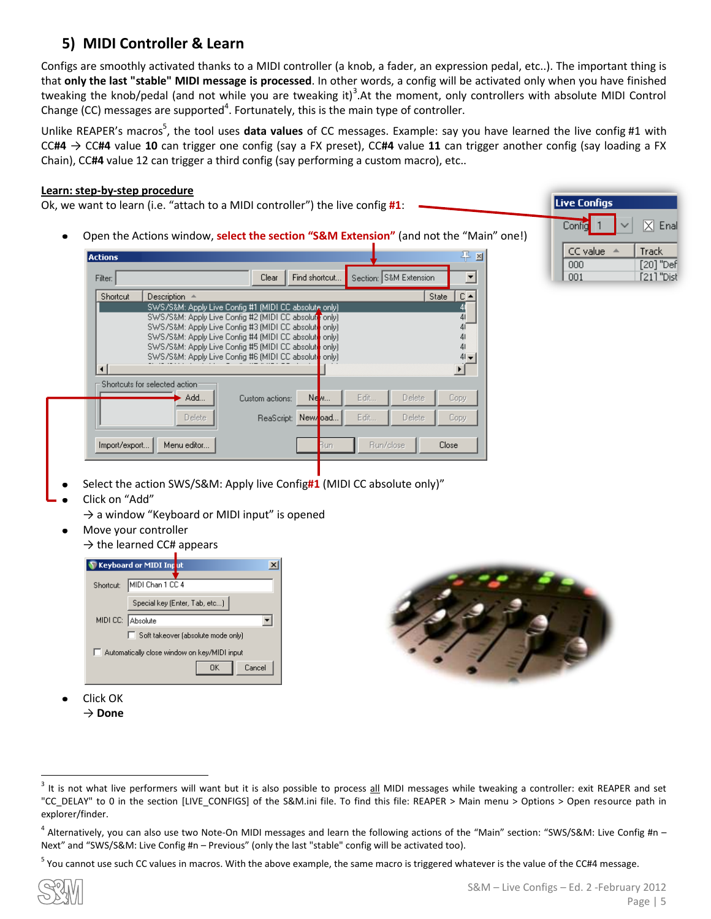## 5) MIDI Controller & Learn

Configs are smoothly activated thanks to a MIDI controller (a knob, a fader, an expression pedal, etc..). The important thing is that **only the last "stable" MIDI message is processed**. In other words, a config will be activated only when you have finished tweaking the knob/pedal (and not while you are tweaking it)[3].At the moment, only controllers with absolute MIDI Control Change (CC) messages are supported[4]. Fortunately, this is the main type of controller.

Unlike REAPER's macros[5], the tool uses **data values** of CC messages. Example: say you have learned the live config #1 with CC**#4** → CC**#4** value **10** can trigger one config (say a FX preset), CC**#4** value **11** can trigger another config (say loading a FX Chain), CC**#4** value 12 can trigger a third config (say performing a custom macro), etc..

**Learn: step-by-step procedure**

Ok, we want to learn (i.e. "attach to a MIDI controller") the live config **#1**:

- Open the Actions window, **select the section "S&M Extension"** (and not the "Main" one!)
- Select the action SWS/S&M: Apply live Config**#1** (MIDI CC absolute only)"
- Click on "Add"
  → a window "Keyboard or MIDI input" is opened
- Move your controller
  → the learned CC# appears
- Click OK
  → **Done**

---

[3] It is not what live performers will want but it is also possible to process all MIDI messages while tweaking a controller: exit REAPER and set "CC_DELAY" to 0 in the section [LIVE_CONFIGS] of the S&M.ini file. To find this file: REAPER > Main menu > Options > Open resource path in explorer/finder.

[4] Alternatively, you can also use two Note-On MIDI messages and learn the following actions of the "Main" section: "SWS/S&M: Live Config #n – Next" and "SWS/S&M: Live Config #n – Previous" (only the last "stable" config will be activated too).

[5] You cannot use such CC values in macros. With the above example, the same macro is triggered whatever is the value of the CC#4 message.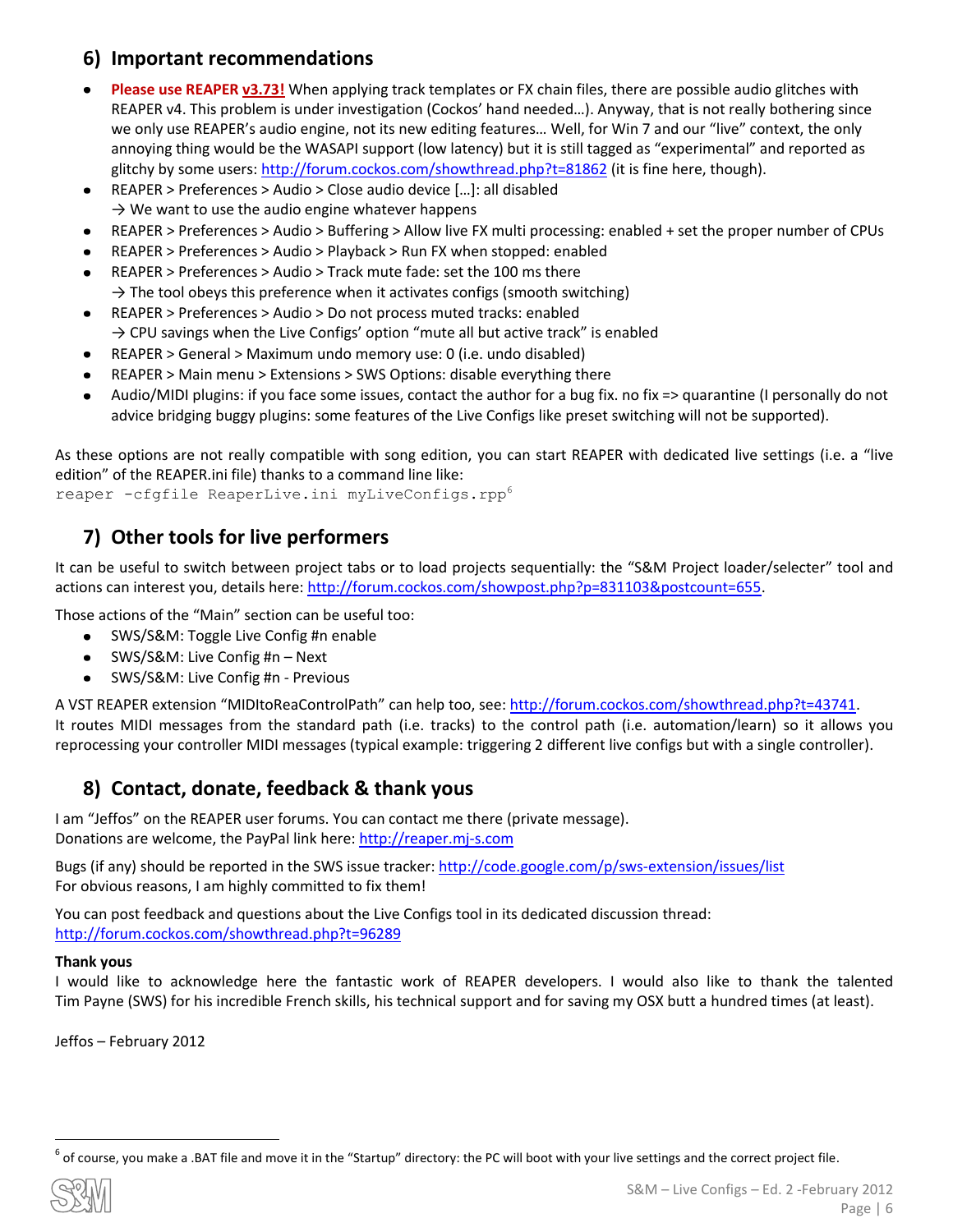## 6) Important recommendations

- **Please use REAPER v3.73!** When applying track templates or FX chain files, there are possible audio glitches with REAPER v4. This problem is under investigation (Cockos' hand needed…). Anyway, that is not really bothering since we only use REAPER's audio engine, not its new editing features… Well, for Win 7 and our "live" context, the only annoying thing would be the WASAPI support (low latency) but it is still tagged as "experimental" and reported as glitchy by some users: http://forum.cockos.com/showthread.php?t=81862 (it is fine here, though).
- REAPER > Preferences > Audio > Close audio device […]: all disabled
  → We want to use the audio engine whatever happens
- REAPER > Preferences > Audio > Buffering > Allow live FX multi processing: enabled + set the proper number of CPUs
- REAPER > Preferences > Audio > Playback > Run FX when stopped: enabled
- REAPER > Preferences > Audio > Track mute fade: set the 100 ms there
  → The tool obeys this preference when it activates configs (smooth switching)
- REAPER > Preferences > Audio > Do not process muted tracks: enabled
  → CPU savings when the Live Configs' option "mute all but active track" is enabled
- REAPER > General > Maximum undo memory use: 0 (i.e. undo disabled)
- REAPER > Main menu > Extensions > SWS Options: disable everything there
- Audio/MIDI plugins: if you face some issues, contact the author for a bug fix. no fix => quarantine (I personally do not advice bridging buggy plugins: some features of the Live Configs like preset switching will not be supported).

As these options are not really compatible with song edition, you can start REAPER with dedicated live settings (i.e. a "live edition" of the REAPER.ini file) thanks to a command line like:

```
reaper -cfgfile ReaperLive.ini myLiveConfigs.rpp
```
[6]

## 7) Other tools for live performers

It can be useful to switch between project tabs or to load projects sequentially: the "S&M Project loader/selecter" tool and actions can interest you, details here: http://forum.cockos.com/showpost.php?p=831103&postcount=655.

Those actions of the "Main" section can be useful too:

- SWS/S&M: Toggle Live Config #n enable
- SWS/S&M: Live Config #n – Next
- SWS/S&M: Live Config #n - Previous

A VST REAPER extension "MIDItoReaControlPath" can help too, see: http://forum.cockos.com/showthread.php?t=43741.
It routes MIDI messages from the standard path (i.e. tracks) to the control path (i.e. automation/learn) so it allows you reprocessing your controller MIDI messages (typical example: triggering 2 different live configs but with a single controller).

## 8) Contact, donate, feedback & thank yous

I am "Jeffos" on the REAPER user forums. You can contact me there (private message).
Donations are welcome, the PayPal link here: http://reaper.mj-s.com

Bugs (if any) should be reported in the SWS issue tracker: http://code.google.com/p/sws-extension/issues/list
For obvious reasons, I am highly committed to fix them!

You can post feedback and questions about the Live Configs tool in its dedicated discussion thread:
http://forum.cockos.com/showthread.php?t=96289

**Thank yous**
I would like to acknowledge here the fantastic work of REAPER developers. I would also like to thank the talented Tim Payne (SWS) for his incredible French skills, his technical support and for saving my OSX butt a hundred times (at least).

Jeffos – February 2012

[6] of course, you make a .BAT file and move it in the "Startup" directory: the PC will boot with your live settings and the correct project file.